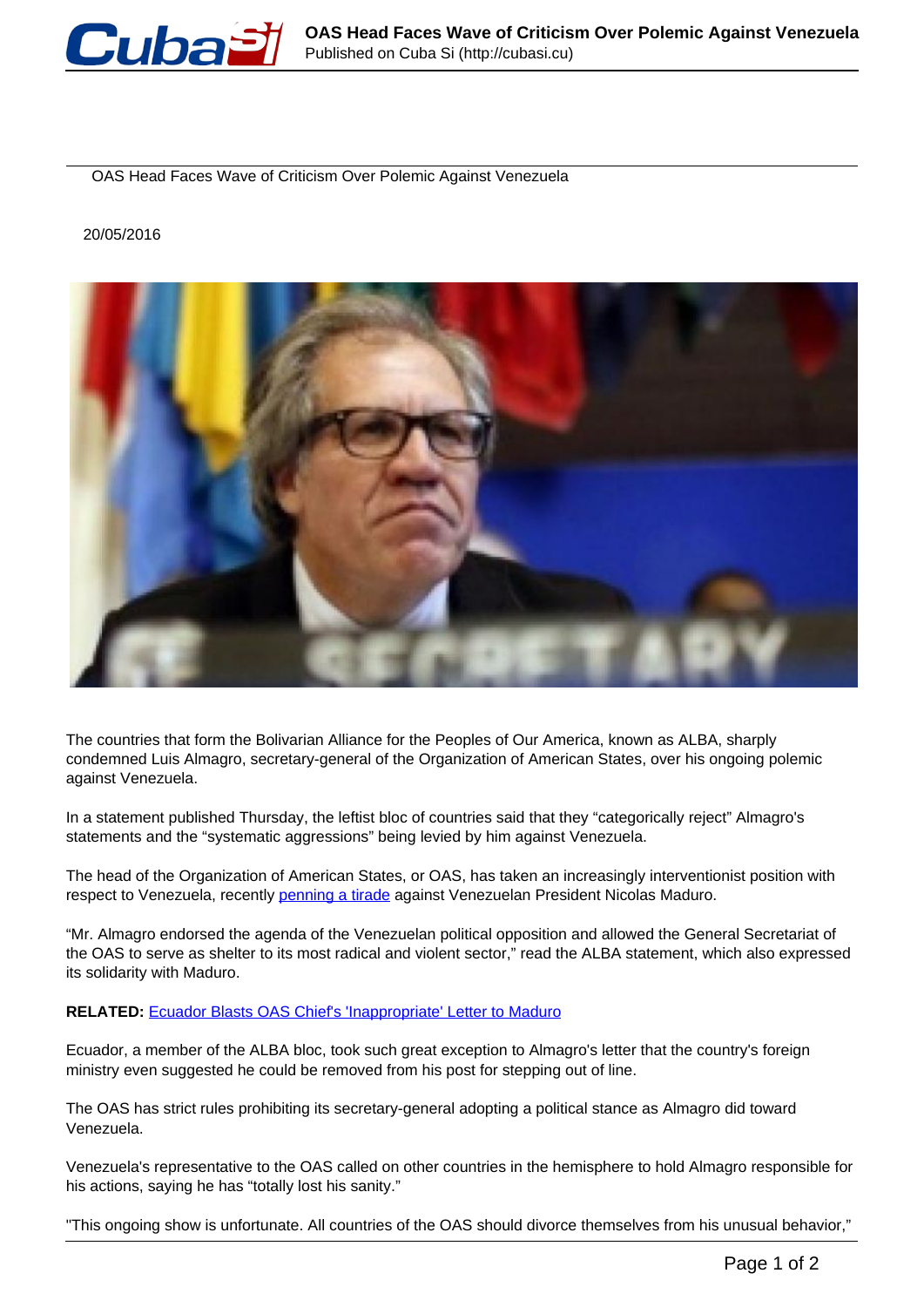# OAS Head Faces Wave of Criticism Over Polemic Against Venezuela

20/05/2016

The countries that form the Bolivarian Alliance for the Peoples of Our America, known as ALBA, sharply condemned Luis Almagro, secretary-general of the Organization of American States, over his ongoing polemic against Venezuela.

In a statement published Thursday, the leftist bloc of countries said that they "categorically reject" Almagro's statements and the "systematic aggressions" being levied by him against Venezuela.

The head of the Organization of American States, or OAS, has taken an increasingly interventionist position with respect to Venezuela, recently penning a tirade against Venezuelan President Nicolas Maduro.

"Mr. Almagro endorsed the agenda of the Venezuelan political opposition and allowed the General Secretariat of the OAS to serve as shelter to its most radical and violent sector," read the ALBA statement, which also expressed its solidarity with Maduro.

**RELATED:** Ecuador Blasts OAS Chief's 'Inappropriate' Letter to Maduro

Ecuador, a member of the ALBA bloc, took such great exception to Almagro's letter that the country's foreign ministry even suggested he could be removed from his post for stepping out of line.

The OAS has strict rules prohibiting its secretary-general adopting a political stance as Almagro did toward Venezuela.

Venezuela's representative to the OAS called on other countries in the hemisphere to hold Almagro responsible for his actions, saying he has "totally lost his sanity."

"This ongoing show is unfortunate. All countries of the OAS should divorce themselves from his unusual behavior,"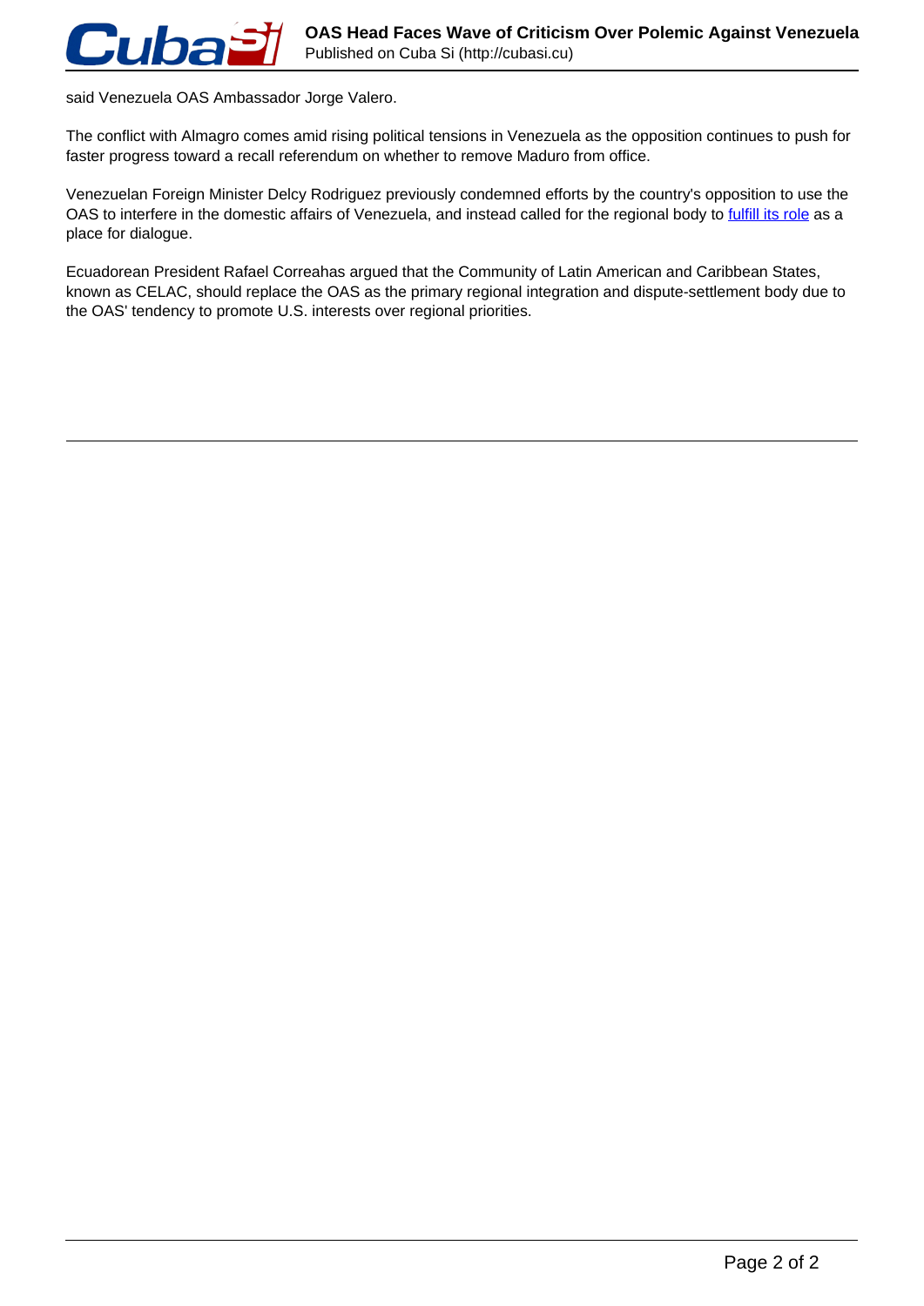said Venezuela OAS Ambassador Jorge Valero.

The conflict with Almagro comes amid rising political tensions in Venezuela as the opposition continues to push for faster progress toward a recall referendum on whether to remove Maduro from office.

Venezuelan Foreign Minister Delcy Rodriguez previously condemned efforts by the country's opposition to use the OAS to interfere in the domestic affairs of Venezuela, and instead called for the regional body to fulfill its role as a place for dialogue.

Ecuadorean President Rafael Correahas argued that the Community of Latin American and Caribbean States, known as CELAC, should replace the OAS as the primary regional integration and dispute-settlement body due to the OAS' tendency to promote U.S. interests over regional priorities.